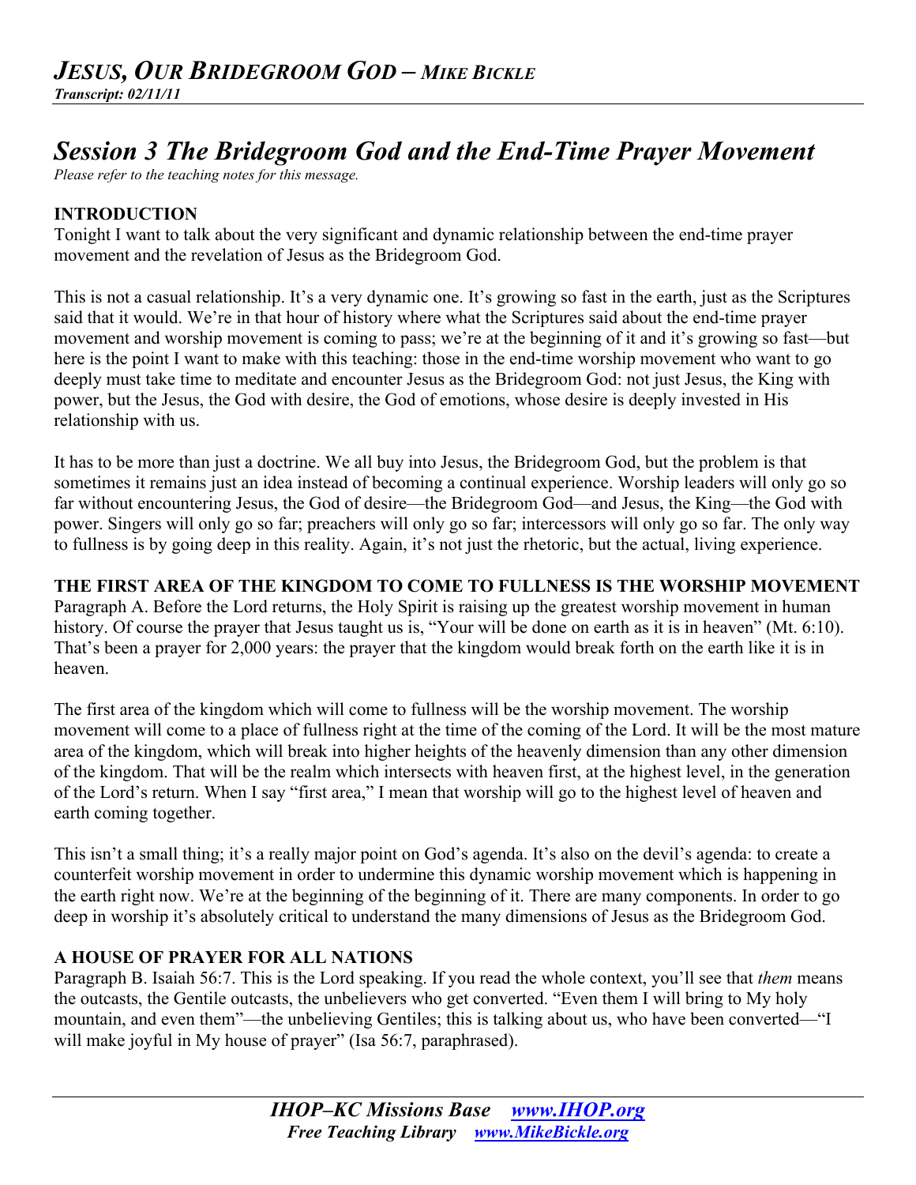# *JESUS, OUR BRIDEGROOM GOD – MIKE BICKLE*

***Transcript: 02/11/11***

## *Session 3 The Bridegroom God and the End-Time Prayer Movement*

*Please refer to the teaching notes for this message.*

### INTRODUCTION

Tonight I want to talk about the very significant and dynamic relationship between the end-time prayer movement and the revelation of Jesus as the Bridegroom God.

This is not a casual relationship. It's a very dynamic one. It's growing so fast in the earth, just as the Scriptures said that it would. We're in that hour of history where what the Scriptures said about the end-time prayer movement and worship movement is coming to pass; we're at the beginning of it and it's growing so fast—but here is the point I want to make with this teaching: those in the end-time worship movement who want to go deeply must take time to meditate and encounter Jesus as the Bridegroom God: not just Jesus, the King with power, but the Jesus, the God with desire, the God of emotions, whose desire is deeply invested in His relationship with us.

It has to be more than just a doctrine. We all buy into Jesus, the Bridegroom God, but the problem is that sometimes it remains just an idea instead of becoming a continual experience. Worship leaders will only go so far without encountering Jesus, the God of desire—the Bridegroom God—and Jesus, the King—the God with power. Singers will only go so far; preachers will only go so far; intercessors will only go so far. The only way to fullness is by going deep in this reality. Again, it's not just the rhetoric, but the actual, living experience.

### THE FIRST AREA OF THE KINGDOM TO COME TO FULLNESS IS THE WORSHIP MOVEMENT

Paragraph A. Before the Lord returns, the Holy Spirit is raising up the greatest worship movement in human history. Of course the prayer that Jesus taught us is, "Your will be done on earth as it is in heaven" (Mt. 6:10). That's been a prayer for 2,000 years: the prayer that the kingdom would break forth on the earth like it is in heaven.

The first area of the kingdom which will come to fullness will be the worship movement. The worship movement will come to a place of fullness right at the time of the coming of the Lord. It will be the most mature area of the kingdom, which will break into higher heights of the heavenly dimension than any other dimension of the kingdom. That will be the realm which intersects with heaven first, at the highest level, in the generation of the Lord's return. When I say "first area," I mean that worship will go to the highest level of heaven and earth coming together.

This isn't a small thing; it's a really major point on God's agenda. It's also on the devil's agenda: to create a counterfeit worship movement in order to undermine this dynamic worship movement which is happening in the earth right now. We're at the beginning of the beginning of it. There are many components. In order to go deep in worship it's absolutely critical to understand the many dimensions of Jesus as the Bridegroom God.

### A HOUSE OF PRAYER FOR ALL NATIONS

Paragraph B. Isaiah 56:7. This is the Lord speaking. If you read the whole context, you'll see that *them* means the outcasts, the Gentile outcasts, the unbelievers who get converted. "Even them I will bring to My holy mountain, and even them"—the unbelieving Gentiles; this is talking about us, who have been converted—"I will make joyful in My house of prayer" (Isa 56:7, paraphrased).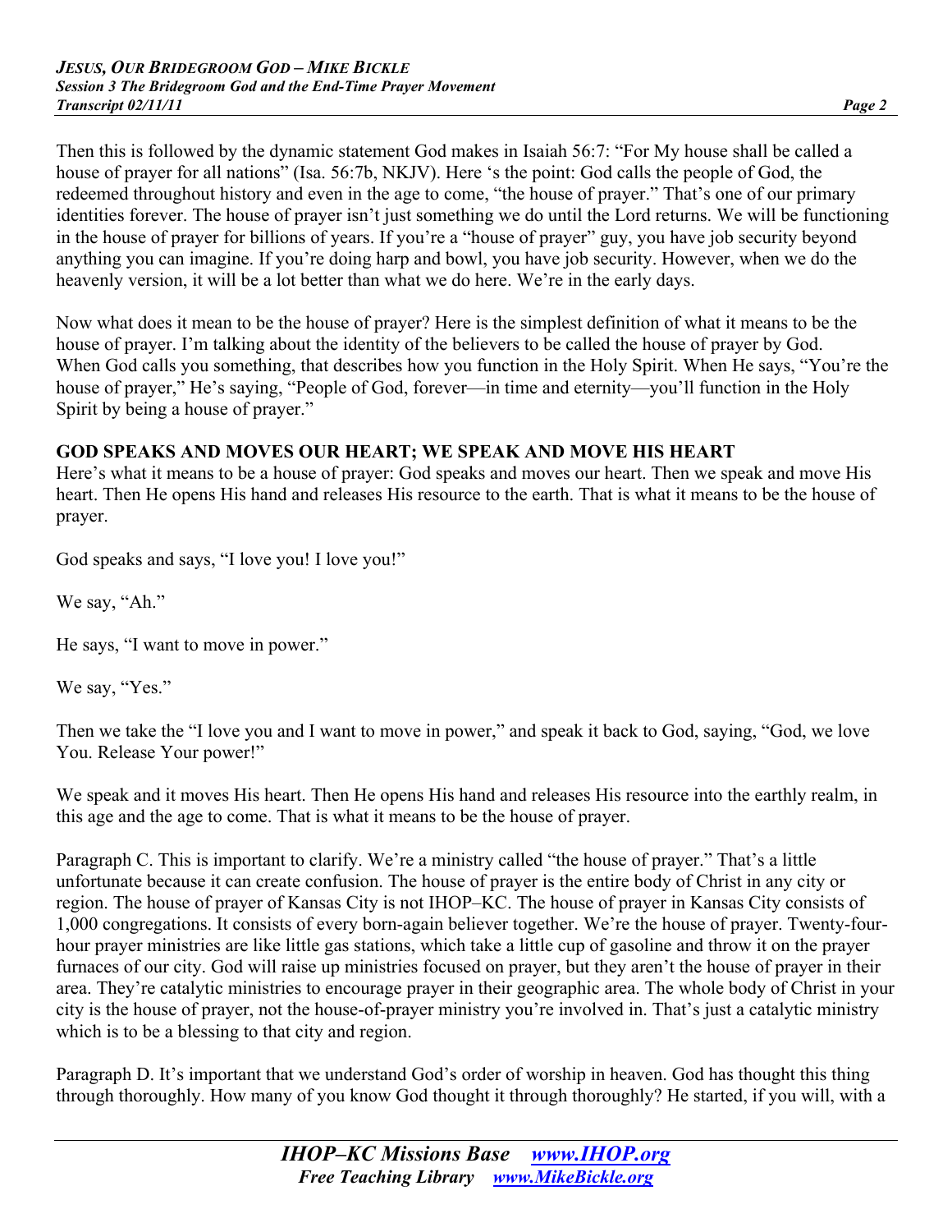Then this is followed by the dynamic statement God makes in Isaiah 56:7: "For My house shall be called a house of prayer for all nations" (Isa. 56:7b, NKJV). Here 's the point: God calls the people of God, the redeemed throughout history and even in the age to come, "the house of prayer." That's one of our primary identities forever. The house of prayer isn't just something we do until the Lord returns. We will be functioning in the house of prayer for billions of years. If you're a "house of prayer" guy, you have job security beyond anything you can imagine. If you're doing harp and bowl, you have job security. However, when we do the heavenly version, it will be a lot better than what we do here. We're in the early days.

Now what does it mean to be the house of prayer? Here is the simplest definition of what it means to be the house of prayer. I'm talking about the identity of the believers to be called the house of prayer by God. When God calls you something, that describes how you function in the Holy Spirit. When He says, "You're the house of prayer," He's saying, "People of God, forever—in time and eternity—you'll function in the Holy Spirit by being a house of prayer."

**GOD SPEAKS AND MOVES OUR HEART; WE SPEAK AND MOVE HIS HEART**

Here's what it means to be a house of prayer: God speaks and moves our heart. Then we speak and move His heart. Then He opens His hand and releases His resource to the earth. That is what it means to be the house of prayer.

God speaks and says, "I love you! I love you!"

We say, "Ah."

He says, "I want to move in power."

We say, "Yes."

Then we take the "I love you and I want to move in power," and speak it back to God, saying, "God, we love You. Release Your power!"

We speak and it moves His heart. Then He opens His hand and releases His resource into the earthly realm, in this age and the age to come. That is what it means to be the house of prayer.

Paragraph C. This is important to clarify. We're a ministry called "the house of prayer." That's a little unfortunate because it can create confusion. The house of prayer is the entire body of Christ in any city or region. The house of prayer of Kansas City is not IHOP–KC. The house of prayer in Kansas City consists of 1,000 congregations. It consists of every born-again believer together. We're the house of prayer. Twenty-four-hour prayer ministries are like little gas stations, which take a little cup of gasoline and throw it on the prayer furnaces of our city. God will raise up ministries focused on prayer, but they aren't the house of prayer in their area. They're catalytic ministries to encourage prayer in their geographic area. The whole body of Christ in your city is the house of prayer, not the house-of-prayer ministry you're involved in. That's just a catalytic ministry which is to be a blessing to that city and region.

Paragraph D. It's important that we understand God's order of worship in heaven. God has thought this thing through thoroughly. How many of you know God thought it through thoroughly? He started, if you will, with a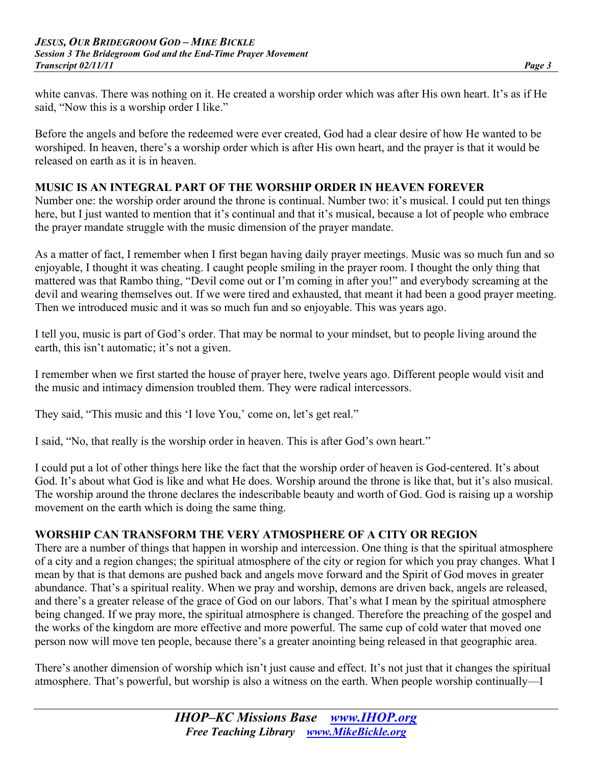white canvas. There was nothing on it. He created a worship order which was after His own heart. It's as if He said, "Now this is a worship order I like."

Before the angels and before the redeemed were ever created, God had a clear desire of how He wanted to be worshiped. In heaven, there's a worship order which is after His own heart, and the prayer is that it would be released on earth as it is in heaven.

## MUSIC IS AN INTEGRAL PART OF THE WORSHIP ORDER IN HEAVEN FOREVER

Number one: the worship order around the throne is continual. Number two: it's musical. I could put ten things here, but I just wanted to mention that it's continual and that it's musical, because a lot of people who embrace the prayer mandate struggle with the music dimension of the prayer mandate.

As a matter of fact, I remember when I first began having daily prayer meetings. Music was so much fun and so enjoyable, I thought it was cheating. I caught people smiling in the prayer room. I thought the only thing that mattered was that Rambo thing, "Devil come out or I'm coming in after you!" and everybody screaming at the devil and wearing themselves out. If we were tired and exhausted, that meant it had been a good prayer meeting. Then we introduced music and it was so much fun and so enjoyable. This was years ago.

I tell you, music is part of God's order. That may be normal to your mindset, but to people living around the earth, this isn't automatic; it's not a given.

I remember when we first started the house of prayer here, twelve years ago. Different people would visit and the music and intimacy dimension troubled them. They were radical intercessors.

They said, "This music and this 'I love You,' come on, let's get real."

I said, "No, that really is the worship order in heaven. This is after God's own heart."

I could put a lot of other things here like the fact that the worship order of heaven is God-centered. It's about God. It's about what God is like and what He does. Worship around the throne is like that, but it's also musical. The worship around the throne declares the indescribable beauty and worth of God. God is raising up a worship movement on the earth which is doing the same thing.

## WORSHIP CAN TRANSFORM THE VERY ATMOSPHERE OF A CITY OR REGION

There are a number of things that happen in worship and intercession. One thing is that the spiritual atmosphere of a city and a region changes; the spiritual atmosphere of the city or region for which you pray changes. What I mean by that is that demons are pushed back and angels move forward and the Spirit of God moves in greater abundance. That's a spiritual reality. When we pray and worship, demons are driven back, angels are released, and there's a greater release of the grace of God on our labors. That's what I mean by the spiritual atmosphere being changed. If we pray more, the spiritual atmosphere is changed. Therefore the preaching of the gospel and the works of the kingdom are more effective and more powerful. The same cup of cold water that moved one person now will move ten people, because there's a greater anointing being released in that geographic area.

There's another dimension of worship which isn't just cause and effect. It's not just that it changes the spiritual atmosphere. That's powerful, but worship is also a witness on the earth. When people worship continually—I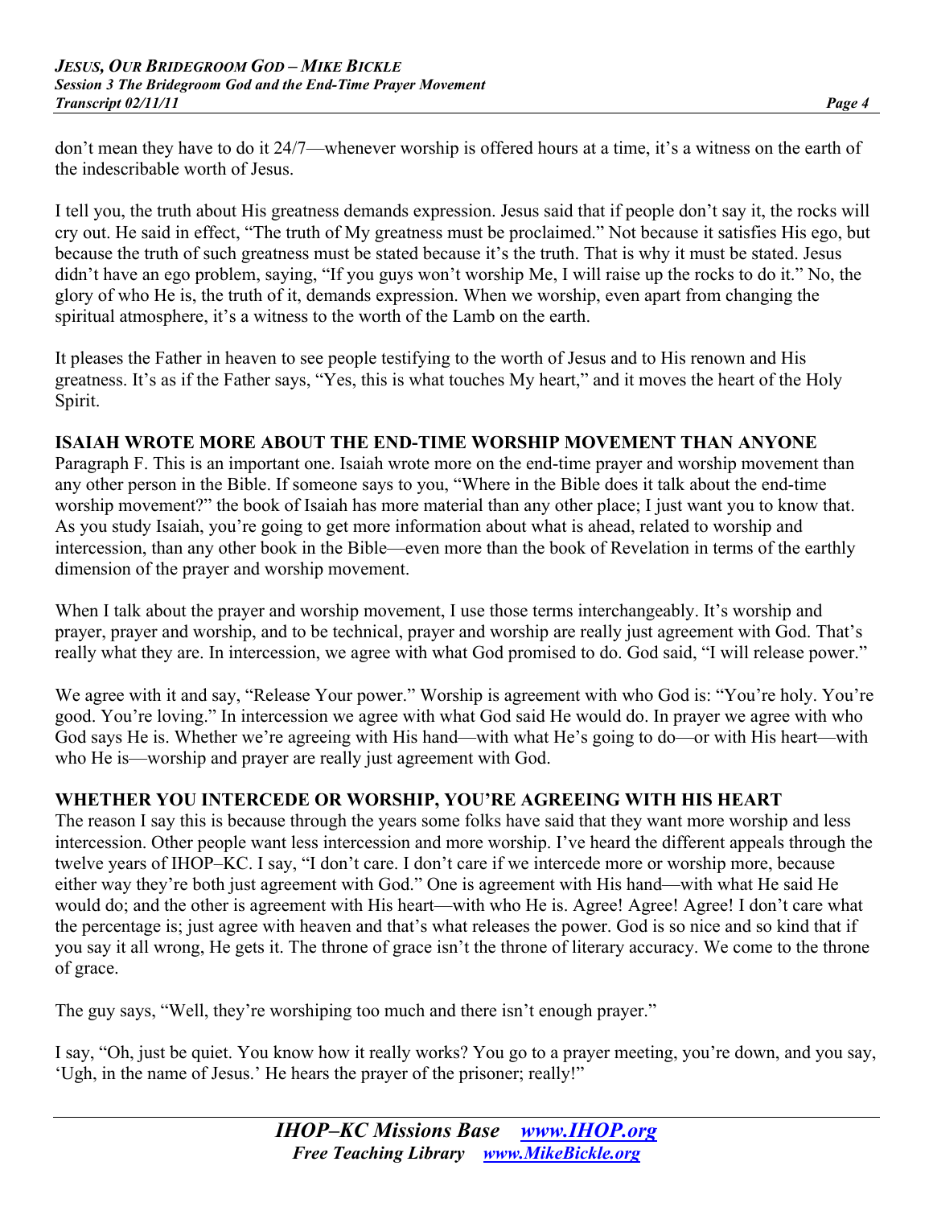don't mean they have to do it 24/7—whenever worship is offered hours at a time, it's a witness on the earth of the indescribable worth of Jesus.

I tell you, the truth about His greatness demands expression. Jesus said that if people don't say it, the rocks will cry out. He said in effect, "The truth of My greatness must be proclaimed." Not because it satisfies His ego, but because the truth of such greatness must be stated because it's the truth. That is why it must be stated. Jesus didn't have an ego problem, saying, "If you guys won't worship Me, I will raise up the rocks to do it." No, the glory of who He is, the truth of it, demands expression. When we worship, even apart from changing the spiritual atmosphere, it's a witness to the worth of the Lamb on the earth.

It pleases the Father in heaven to see people testifying to the worth of Jesus and to His renown and His greatness. It's as if the Father says, "Yes, this is what touches My heart," and it moves the heart of the Holy Spirit.

**ISAIAH WROTE MORE ABOUT THE END-TIME WORSHIP MOVEMENT THAN ANYONE**

Paragraph F. This is an important one. Isaiah wrote more on the end-time prayer and worship movement than any other person in the Bible. If someone says to you, "Where in the Bible does it talk about the end-time worship movement?" the book of Isaiah has more material than any other place; I just want you to know that. As you study Isaiah, you're going to get more information about what is ahead, related to worship and intercession, than any other book in the Bible—even more than the book of Revelation in terms of the earthly dimension of the prayer and worship movement.

When I talk about the prayer and worship movement, I use those terms interchangeably. It's worship and prayer, prayer and worship, and to be technical, prayer and worship are really just agreement with God. That's really what they are. In intercession, we agree with what God promised to do. God said, "I will release power."

We agree with it and say, "Release Your power." Worship is agreement with who God is: "You're holy. You're good. You're loving." In intercession we agree with what God said He would do. In prayer we agree with who God says He is. Whether we're agreeing with His hand—with what He's going to do—or with His heart—with who He is—worship and prayer are really just agreement with God.

**WHETHER YOU INTERCEDE OR WORSHIP, YOU'RE AGREEING WITH HIS HEART**

The reason I say this is because through the years some folks have said that they want more worship and less intercession. Other people want less intercession and more worship. I've heard the different appeals through the twelve years of IHOP–KC. I say, "I don't care. I don't care if we intercede more or worship more, because either way they're both just agreement with God." One is agreement with His hand—with what He said He would do; and the other is agreement with His heart—with who He is. Agree! Agree! Agree! I don't care what the percentage is; just agree with heaven and that's what releases the power. God is so nice and so kind that if you say it all wrong, He gets it. The throne of grace isn't the throne of literary accuracy. We come to the throne of grace.

The guy says, "Well, they're worshiping too much and there isn't enough prayer."

I say, "Oh, just be quiet. You know how it really works? You go to a prayer meeting, you're down, and you say, 'Ugh, in the name of Jesus.' He hears the prayer of the prisoner; really!"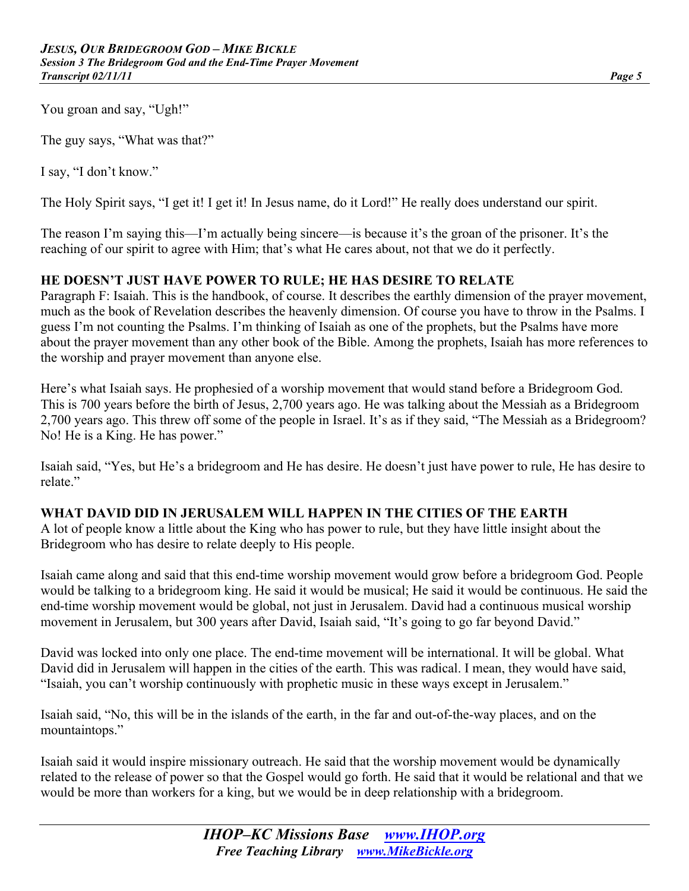You groan and say, "Ugh!"

The guy says, "What was that?"

I say, "I don't know."

The Holy Spirit says, "I get it! I get it! In Jesus name, do it Lord!" He really does understand our spirit.

The reason I'm saying this—I'm actually being sincere—is because it's the groan of the prisoner. It's the reaching of our spirit to agree with Him; that's what He cares about, not that we do it perfectly.

## HE DOESN'T JUST HAVE POWER TO RULE; HE HAS DESIRE TO RELATE

Paragraph F: Isaiah. This is the handbook, of course. It describes the earthly dimension of the prayer movement, much as the book of Revelation describes the heavenly dimension. Of course you have to throw in the Psalms. I guess I'm not counting the Psalms. I'm thinking of Isaiah as one of the prophets, but the Psalms have more about the prayer movement than any other book of the Bible. Among the prophets, Isaiah has more references to the worship and prayer movement than anyone else.

Here's what Isaiah says. He prophesied of a worship movement that would stand before a Bridegroom God. This is 700 years before the birth of Jesus, 2,700 years ago. He was talking about the Messiah as a Bridegroom 2,700 years ago. This threw off some of the people in Israel. It's as if they said, "The Messiah as a Bridegroom? No! He is a King. He has power."

Isaiah said, "Yes, but He's a bridegroom and He has desire. He doesn't just have power to rule, He has desire to relate."

## WHAT DAVID DID IN JERUSALEM WILL HAPPEN IN THE CITIES OF THE EARTH

A lot of people know a little about the King who has power to rule, but they have little insight about the Bridegroom who has desire to relate deeply to His people.

Isaiah came along and said that this end-time worship movement would grow before a bridegroom God. People would be talking to a bridegroom king. He said it would be musical; He said it would be continuous. He said the end-time worship movement would be global, not just in Jerusalem. David had a continuous musical worship movement in Jerusalem, but 300 years after David, Isaiah said, "It's going to go far beyond David."

David was locked into only one place. The end-time movement will be international. It will be global. What David did in Jerusalem will happen in the cities of the earth. This was radical. I mean, they would have said, "Isaiah, you can't worship continuously with prophetic music in these ways except in Jerusalem."

Isaiah said, "No, this will be in the islands of the earth, in the far and out-of-the-way places, and on the mountaintops."

Isaiah said it would inspire missionary outreach. He said that the worship movement would be dynamically related to the release of power so that the Gospel would go forth. He said that it would be relational and that we would be more than workers for a king, but we would be in deep relationship with a bridegroom.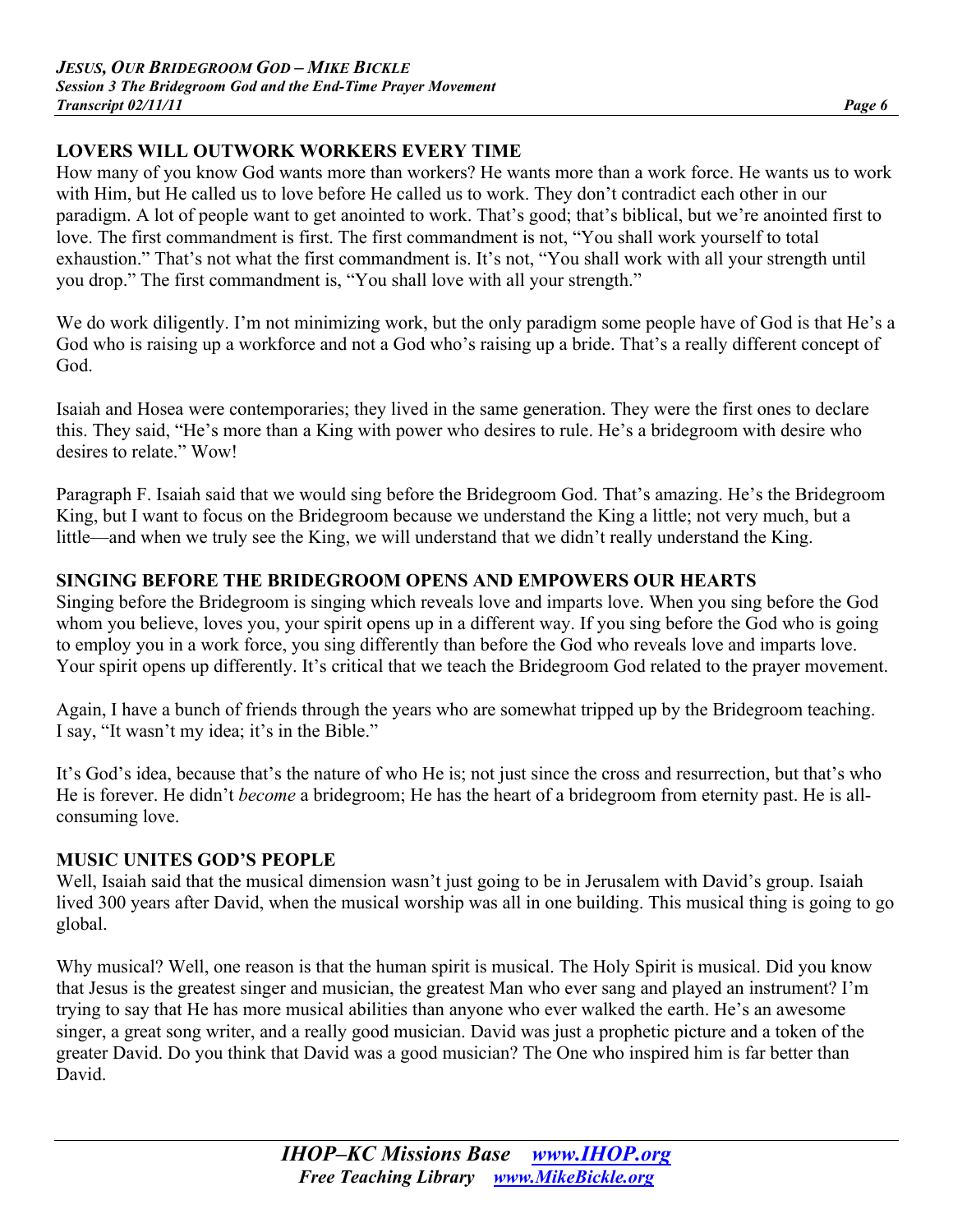## LOVERS WILL OUTWORK WORKERS EVERY TIME

How many of you know God wants more than workers? He wants more than a work force. He wants us to work with Him, but He called us to love before He called us to work. They don't contradict each other in our paradigm. A lot of people want to get anointed to work. That's good; that's biblical, but we're anointed first to love. The first commandment is first. The first commandment is not, "You shall work yourself to total exhaustion." That's not what the first commandment is. It's not, "You shall work with all your strength until you drop." The first commandment is, "You shall love with all your strength."

We do work diligently. I'm not minimizing work, but the only paradigm some people have of God is that He's a God who is raising up a workforce and not a God who's raising up a bride. That's a really different concept of God.

Isaiah and Hosea were contemporaries; they lived in the same generation. They were the first ones to declare this. They said, "He's more than a King with power who desires to rule. He's a bridegroom with desire who desires to relate." Wow!

Paragraph F. Isaiah said that we would sing before the Bridegroom God. That's amazing. He's the Bridegroom King, but I want to focus on the Bridegroom because we understand the King a little; not very much, but a little—and when we truly see the King, we will understand that we didn't really understand the King.

## SINGING BEFORE THE BRIDEGROOM OPENS AND EMPOWERS OUR HEARTS

Singing before the Bridegroom is singing which reveals love and imparts love. When you sing before the God whom you believe, loves you, your spirit opens up in a different way. If you sing before the God who is going to employ you in a work force, you sing differently than before the God who reveals love and imparts love. Your spirit opens up differently. It's critical that we teach the Bridegroom God related to the prayer movement.

Again, I have a bunch of friends through the years who are somewhat tripped up by the Bridegroom teaching. I say, "It wasn't my idea; it's in the Bible."

It's God's idea, because that's the nature of who He is; not just since the cross and resurrection, but that's who He is forever. He didn't *become* a bridegroom; He has the heart of a bridegroom from eternity past. He is all-consuming love.

## MUSIC UNITES GOD'S PEOPLE

Well, Isaiah said that the musical dimension wasn't just going to be in Jerusalem with David's group. Isaiah lived 300 years after David, when the musical worship was all in one building. This musical thing is going to go global.

Why musical? Well, one reason is that the human spirit is musical. The Holy Spirit is musical. Did you know that Jesus is the greatest singer and musician, the greatest Man who ever sang and played an instrument? I'm trying to say that He has more musical abilities than anyone who ever walked the earth. He's an awesome singer, a great song writer, and a really good musician. David was just a prophetic picture and a token of the greater David. Do you think that David was a good musician? The One who inspired him is far better than David.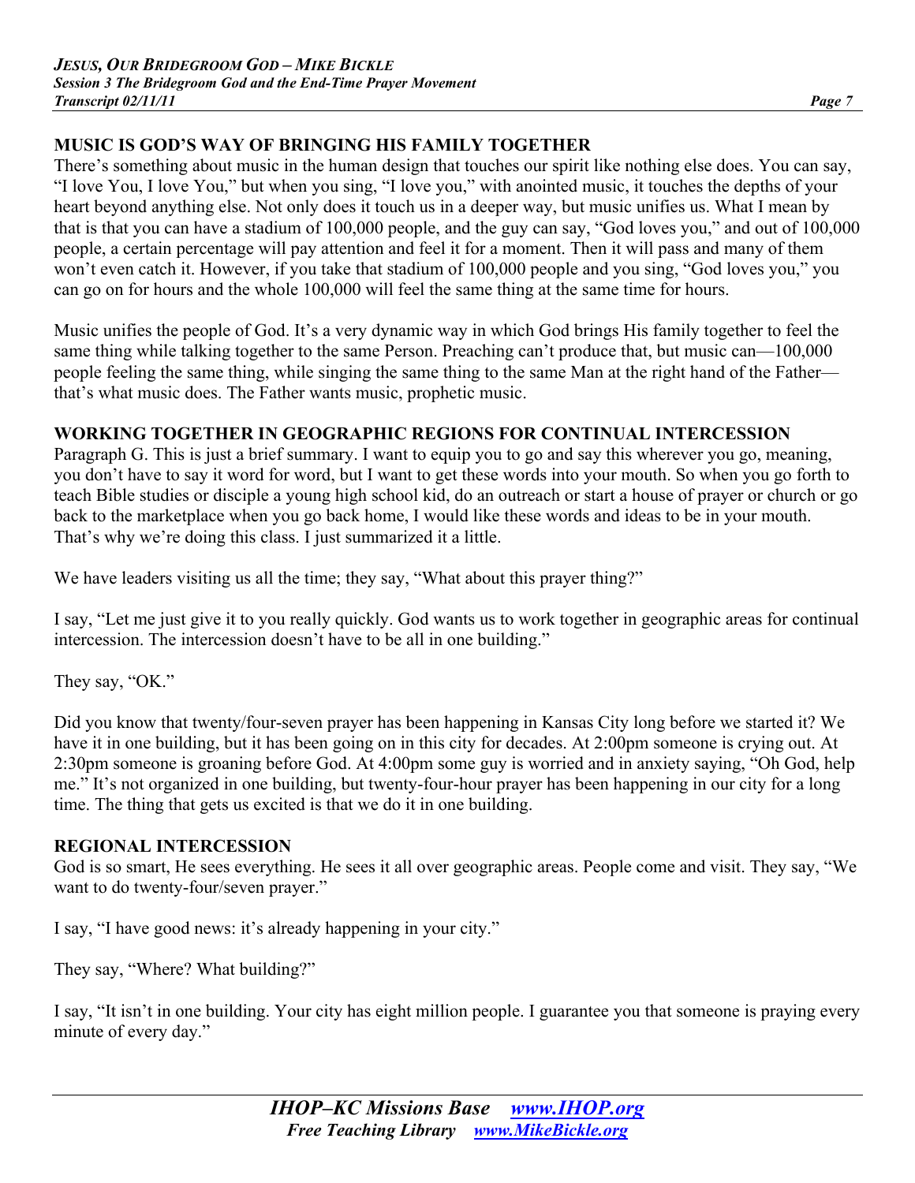## MUSIC IS GOD'S WAY OF BRINGING HIS FAMILY TOGETHER

There's something about music in the human design that touches our spirit like nothing else does. You can say, "I love You, I love You," but when you sing, "I love you," with anointed music, it touches the depths of your heart beyond anything else. Not only does it touch us in a deeper way, but music unifies us. What I mean by that is that you can have a stadium of 100,000 people, and the guy can say, "God loves you," and out of 100,000 people, a certain percentage will pay attention and feel it for a moment. Then it will pass and many of them won't even catch it. However, if you take that stadium of 100,000 people and you sing, "God loves you," you can go on for hours and the whole 100,000 will feel the same thing at the same time for hours.

Music unifies the people of God. It's a very dynamic way in which God brings His family together to feel the same thing while talking together to the same Person. Preaching can't produce that, but music can—100,000 people feeling the same thing, while singing the same thing to the same Man at the right hand of the Father—that's what music does. The Father wants music, prophetic music.

## WORKING TOGETHER IN GEOGRAPHIC REGIONS FOR CONTINUAL INTERCESSION

Paragraph G. This is just a brief summary. I want to equip you to go and say this wherever you go, meaning, you don't have to say it word for word, but I want to get these words into your mouth. So when you go forth to teach Bible studies or disciple a young high school kid, do an outreach or start a house of prayer or church or go back to the marketplace when you go back home, I would like these words and ideas to be in your mouth. That's why we're doing this class. I just summarized it a little.

We have leaders visiting us all the time; they say, "What about this prayer thing?"

I say, "Let me just give it to you really quickly. God wants us to work together in geographic areas for continual intercession. The intercession doesn't have to be all in one building."

They say, "OK."

Did you know that twenty/four-seven prayer has been happening in Kansas City long before we started it? We have it in one building, but it has been going on in this city for decades. At 2:00pm someone is crying out. At 2:30pm someone is groaning before God. At 4:00pm some guy is worried and in anxiety saying, "Oh God, help me." It's not organized in one building, but twenty-four-hour prayer has been happening in our city for a long time. The thing that gets us excited is that we do it in one building.

## REGIONAL INTERCESSION

God is so smart, He sees everything. He sees it all over geographic areas. People come and visit. They say, "We want to do twenty-four/seven prayer."

I say, "I have good news: it's already happening in your city."

They say, "Where? What building?"

I say, "It isn't in one building. Your city has eight million people. I guarantee you that someone is praying every minute of every day."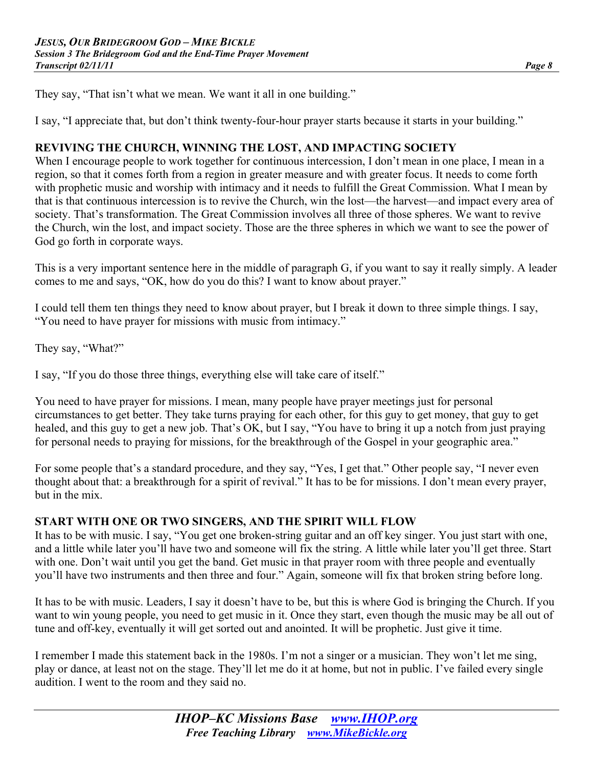They say, "That isn't what we mean. We want it all in one building."

I say, "I appreciate that, but don't think twenty-four-hour prayer starts because it starts in your building."

**REVIVING THE CHURCH, WINNING THE LOST, AND IMPACTING SOCIETY**

When I encourage people to work together for continuous intercession, I don't mean in one place, I mean in a region, so that it comes forth from a region in greater measure and with greater focus. It needs to come forth with prophetic music and worship with intimacy and it needs to fulfill the Great Commission. What I mean by that is that continuous intercession is to revive the Church, win the lost—the harvest—and impact every area of society. That's transformation. The Great Commission involves all three of those spheres. We want to revive the Church, win the lost, and impact society. Those are the three spheres in which we want to see the power of God go forth in corporate ways.

This is a very important sentence here in the middle of paragraph G, if you want to say it really simply. A leader comes to me and says, "OK, how do you do this? I want to know about prayer."

I could tell them ten things they need to know about prayer, but I break it down to three simple things. I say, "You need to have prayer for missions with music from intimacy."

They say, "What?"

I say, "If you do those three things, everything else will take care of itself."

You need to have prayer for missions. I mean, many people have prayer meetings just for personal circumstances to get better. They take turns praying for each other, for this guy to get money, that guy to get healed, and this guy to get a new job. That's OK, but I say, "You have to bring it up a notch from just praying for personal needs to praying for missions, for the breakthrough of the Gospel in your geographic area."

For some people that's a standard procedure, and they say, "Yes, I get that." Other people say, "I never even thought about that: a breakthrough for a spirit of revival." It has to be for missions. I don't mean every prayer, but in the mix.

**START WITH ONE OR TWO SINGERS, AND THE SPIRIT WILL FLOW**

It has to be with music. I say, "You get one broken-string guitar and an off key singer. You just start with one, and a little while later you'll have two and someone will fix the string. A little while later you'll get three. Start with one. Don't wait until you get the band. Get music in that prayer room with three people and eventually you'll have two instruments and then three and four." Again, someone will fix that broken string before long.

It has to be with music. Leaders, I say it doesn't have to be, but this is where God is bringing the Church. If you want to win young people, you need to get music in it. Once they start, even though the music may be all out of tune and off-key, eventually it will get sorted out and anointed. It will be prophetic. Just give it time.

I remember I made this statement back in the 1980s. I'm not a singer or a musician. They won't let me sing, play or dance, at least not on the stage. They'll let me do it at home, but not in public. I've failed every single audition. I went to the room and they said no.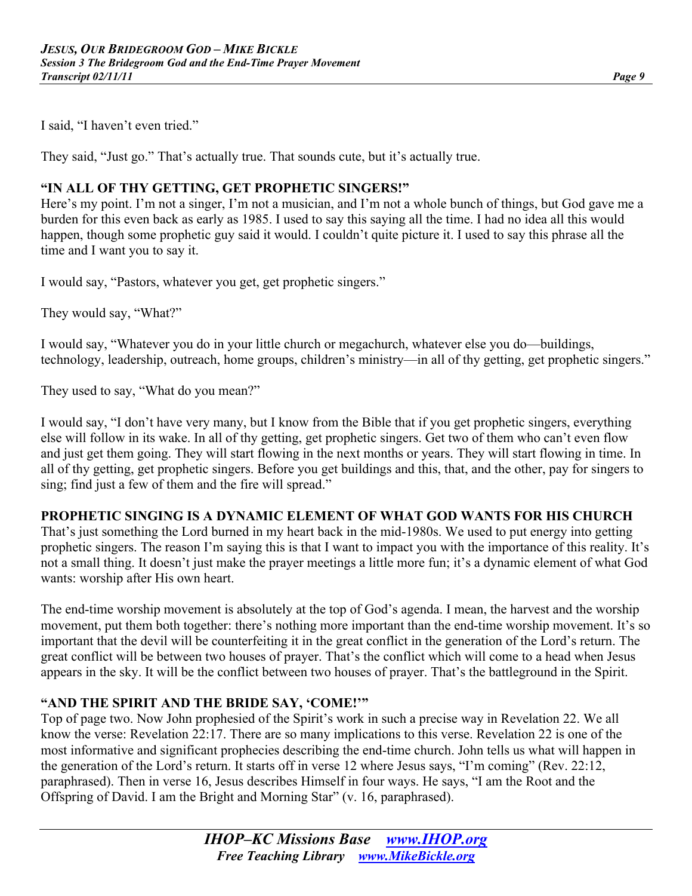I said, "I haven't even tried."

They said, "Just go." That's actually true. That sounds cute, but it's actually true.

## "IN ALL OF THY GETTING, GET PROPHETIC SINGERS!"

Here's my point. I'm not a singer, I'm not a musician, and I'm not a whole bunch of things, but God gave me a burden for this even back as early as 1985. I used to say this saying all the time. I had no idea all this would happen, though some prophetic guy said it would. I couldn't quite picture it. I used to say this phrase all the time and I want you to say it.

I would say, "Pastors, whatever you get, get prophetic singers."

They would say, "What?"

I would say, "Whatever you do in your little church or megachurch, whatever else you do—buildings, technology, leadership, outreach, home groups, children's ministry—in all of thy getting, get prophetic singers."

They used to say, "What do you mean?"

I would say, "I don't have very many, but I know from the Bible that if you get prophetic singers, everything else will follow in its wake. In all of thy getting, get prophetic singers. Get two of them who can't even flow and just get them going. They will start flowing in the next months or years. They will start flowing in time. In all of thy getting, get prophetic singers. Before you get buildings and this, that, and the other, pay for singers to sing; find just a few of them and the fire will spread."

## PROPHETIC SINGING IS A DYNAMIC ELEMENT OF WHAT GOD WANTS FOR HIS CHURCH

That's just something the Lord burned in my heart back in the mid-1980s. We used to put energy into getting prophetic singers. The reason I'm saying this is that I want to impact you with the importance of this reality. It's not a small thing. It doesn't just make the prayer meetings a little more fun; it's a dynamic element of what God wants: worship after His own heart.

The end-time worship movement is absolutely at the top of God's agenda. I mean, the harvest and the worship movement, put them both together: there's nothing more important than the end-time worship movement. It's so important that the devil will be counterfeiting it in the great conflict in the generation of the Lord's return. The great conflict will be between two houses of prayer. That's the conflict which will come to a head when Jesus appears in the sky. It will be the conflict between two houses of prayer. That's the battleground in the Spirit.

## "AND THE SPIRIT AND THE BRIDE SAY, 'COME!'"

Top of page two. Now John prophesied of the Spirit's work in such a precise way in Revelation 22. We all know the verse: Revelation 22:17. There are so many implications to this verse. Revelation 22 is one of the most informative and significant prophecies describing the end-time church. John tells us what will happen in the generation of the Lord's return. It starts off in verse 12 where Jesus says, "I'm coming" (Rev. 22:12, paraphrased). Then in verse 16, Jesus describes Himself in four ways. He says, "I am the Root and the Offspring of David. I am the Bright and Morning Star" (v. 16, paraphrased).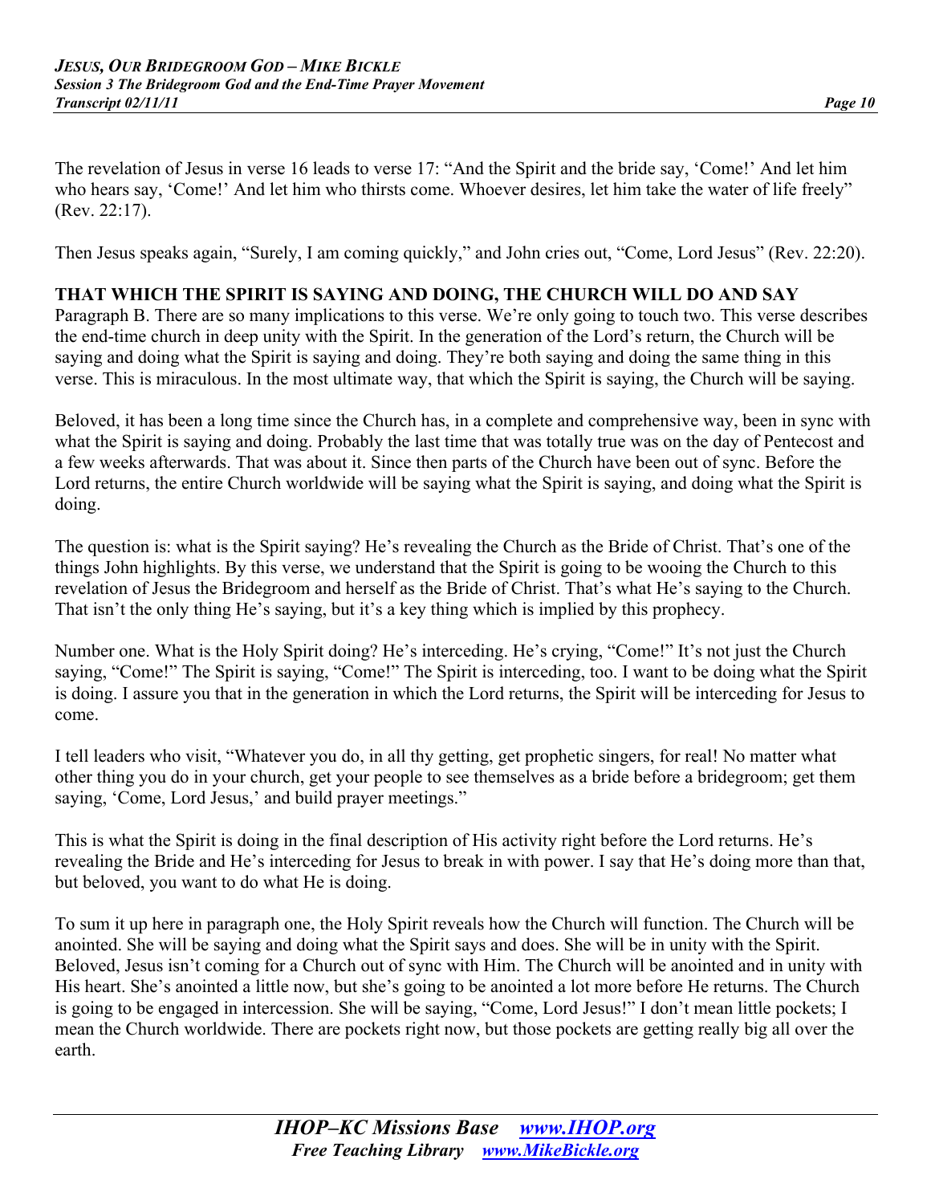The revelation of Jesus in verse 16 leads to verse 17: "And the Spirit and the bride say, 'Come!' And let him who hears say, 'Come!' And let him who thirsts come. Whoever desires, let him take the water of life freely" (Rev. 22:17).

Then Jesus speaks again, "Surely, I am coming quickly," and John cries out, "Come, Lord Jesus" (Rev. 22:20).

## THAT WHICH THE SPIRIT IS SAYING AND DOING, THE CHURCH WILL DO AND SAY

Paragraph B. There are so many implications to this verse. We're only going to touch two. This verse describes the end-time church in deep unity with the Spirit. In the generation of the Lord's return, the Church will be saying and doing what the Spirit is saying and doing. They're both saying and doing the same thing in this verse. This is miraculous. In the most ultimate way, that which the Spirit is saying, the Church will be saying.

Beloved, it has been a long time since the Church has, in a complete and comprehensive way, been in sync with what the Spirit is saying and doing. Probably the last time that was totally true was on the day of Pentecost and a few weeks afterwards. That was about it. Since then parts of the Church have been out of sync. Before the Lord returns, the entire Church worldwide will be saying what the Spirit is saying, and doing what the Spirit is doing.

The question is: what is the Spirit saying? He's revealing the Church as the Bride of Christ. That's one of the things John highlights. By this verse, we understand that the Spirit is going to be wooing the Church to this revelation of Jesus the Bridegroom and herself as the Bride of Christ. That's what He's saying to the Church. That isn't the only thing He's saying, but it's a key thing which is implied by this prophecy.

Number one. What is the Holy Spirit doing? He's interceding. He's crying, "Come!" It's not just the Church saying, "Come!" The Spirit is saying, "Come!" The Spirit is interceding, too. I want to be doing what the Spirit is doing. I assure you that in the generation in which the Lord returns, the Spirit will be interceding for Jesus to come.

I tell leaders who visit, "Whatever you do, in all thy getting, get prophetic singers, for real! No matter what other thing you do in your church, get your people to see themselves as a bride before a bridegroom; get them saying, 'Come, Lord Jesus,' and build prayer meetings."

This is what the Spirit is doing in the final description of His activity right before the Lord returns. He's revealing the Bride and He's interceding for Jesus to break in with power. I say that He's doing more than that, but beloved, you want to do what He is doing.

To sum it up here in paragraph one, the Holy Spirit reveals how the Church will function. The Church will be anointed. She will be saying and doing what the Spirit says and does. She will be in unity with the Spirit. Beloved, Jesus isn't coming for a Church out of sync with Him. The Church will be anointed and in unity with His heart. She's anointed a little now, but she's going to be anointed a lot more before He returns. The Church is going to be engaged in intercession. She will be saying, "Come, Lord Jesus!" I don't mean little pockets; I mean the Church worldwide. There are pockets right now, but those pockets are getting really big all over the earth.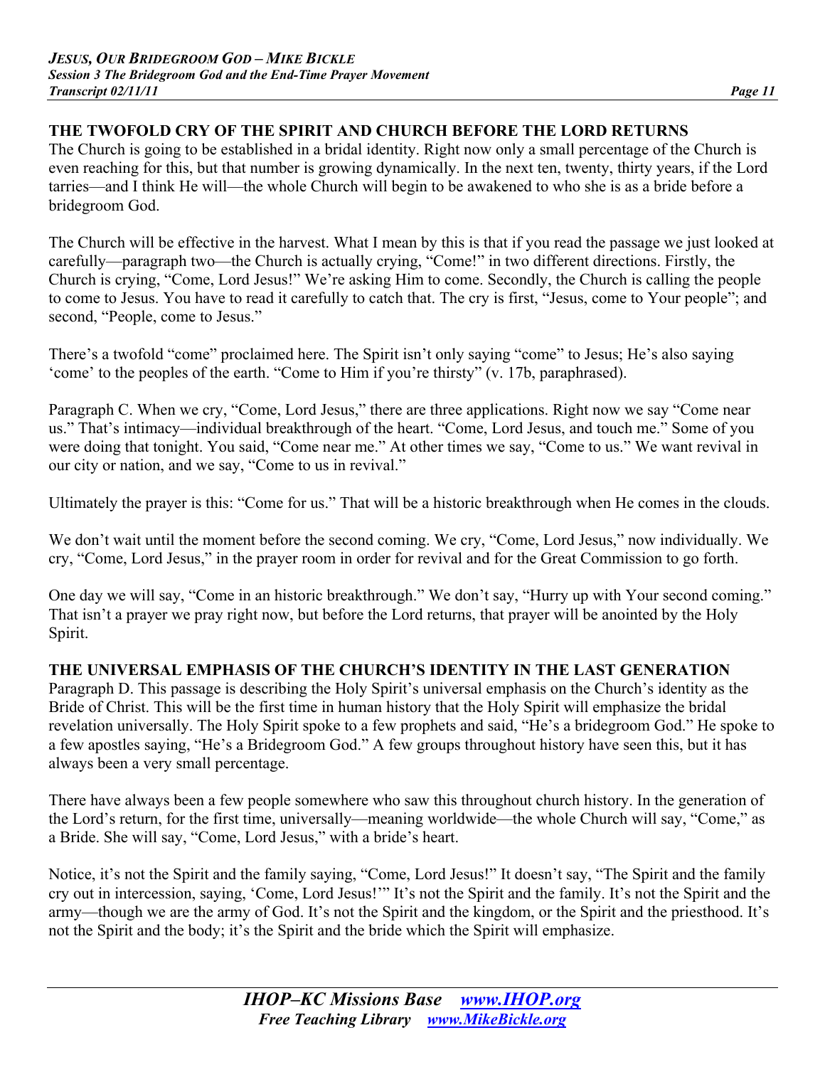## THE TWOFOLD CRY OF THE SPIRIT AND CHURCH BEFORE THE LORD RETURNS

The Church is going to be established in a bridal identity. Right now only a small percentage of the Church is even reaching for this, but that number is growing dynamically. In the next ten, twenty, thirty years, if the Lord tarries—and I think He will—the whole Church will begin to be awakened to who she is as a bride before a bridegroom God.

The Church will be effective in the harvest. What I mean by this is that if you read the passage we just looked at carefully—paragraph two—the Church is actually crying, "Come!" in two different directions. Firstly, the Church is crying, "Come, Lord Jesus!" We're asking Him to come. Secondly, the Church is calling the people to come to Jesus. You have to read it carefully to catch that. The cry is first, "Jesus, come to Your people"; and second, "People, come to Jesus."

There's a twofold "come" proclaimed here. The Spirit isn't only saying "come" to Jesus; He's also saying 'come' to the peoples of the earth. "Come to Him if you're thirsty" (v. 17b, paraphrased).

Paragraph C. When we cry, "Come, Lord Jesus," there are three applications. Right now we say "Come near us." That's intimacy—individual breakthrough of the heart. "Come, Lord Jesus, and touch me." Some of you were doing that tonight. You said, "Come near me." At other times we say, "Come to us." We want revival in our city or nation, and we say, "Come to us in revival."

Ultimately the prayer is this: "Come for us." That will be a historic breakthrough when He comes in the clouds.

We don't wait until the moment before the second coming. We cry, "Come, Lord Jesus," now individually. We cry, "Come, Lord Jesus," in the prayer room in order for revival and for the Great Commission to go forth.

One day we will say, "Come in an historic breakthrough." We don't say, "Hurry up with Your second coming." That isn't a prayer we pray right now, but before the Lord returns, that prayer will be anointed by the Holy Spirit.

## THE UNIVERSAL EMPHASIS OF THE CHURCH'S IDENTITY IN THE LAST GENERATION

Paragraph D. This passage is describing the Holy Spirit's universal emphasis on the Church's identity as the Bride of Christ. This will be the first time in human history that the Holy Spirit will emphasize the bridal revelation universally. The Holy Spirit spoke to a few prophets and said, "He's a bridegroom God." He spoke to a few apostles saying, "He's a Bridegroom God." A few groups throughout history have seen this, but it has always been a very small percentage.

There have always been a few people somewhere who saw this throughout church history. In the generation of the Lord's return, for the first time, universally—meaning worldwide—the whole Church will say, "Come," as a Bride. She will say, "Come, Lord Jesus," with a bride's heart.

Notice, it's not the Spirit and the family saying, "Come, Lord Jesus!" It doesn't say, "The Spirit and the family cry out in intercession, saying, 'Come, Lord Jesus!'" It's not the Spirit and the family. It's not the Spirit and the army—though we are the army of God. It's not the Spirit and the kingdom, or the Spirit and the priesthood. It's not the Spirit and the body; it's the Spirit and the bride which the Spirit will emphasize.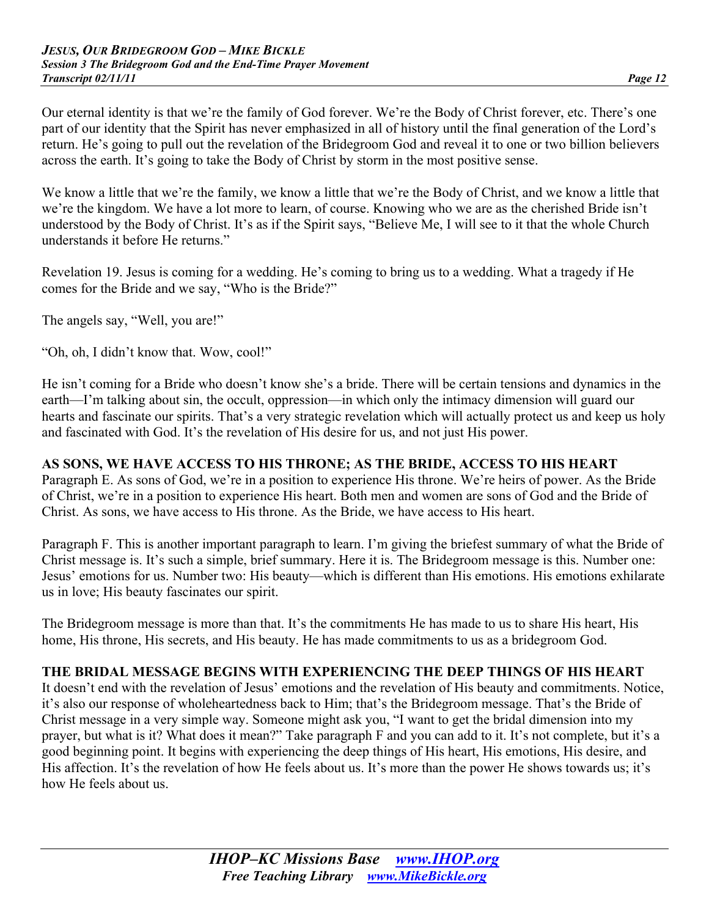Our eternal identity is that we're the family of God forever. We're the Body of Christ forever, etc. There's one part of our identity that the Spirit has never emphasized in all of history until the final generation of the Lord's return. He's going to pull out the revelation of the Bridegroom God and reveal it to one or two billion believers across the earth. It's going to take the Body of Christ by storm in the most positive sense.

We know a little that we're the family, we know a little that we're the Body of Christ, and we know a little that we're the kingdom. We have a lot more to learn, of course. Knowing who we are as the cherished Bride isn't understood by the Body of Christ. It's as if the Spirit says, "Believe Me, I will see to it that the whole Church understands it before He returns."

Revelation 19. Jesus is coming for a wedding. He's coming to bring us to a wedding. What a tragedy if He comes for the Bride and we say, "Who is the Bride?"

The angels say, "Well, you are!"

"Oh, oh, I didn't know that. Wow, cool!"

He isn't coming for a Bride who doesn't know she's a bride. There will be certain tensions and dynamics in the earth—I'm talking about sin, the occult, oppression—in which only the intimacy dimension will guard our hearts and fascinate our spirits. That's a very strategic revelation which will actually protect us and keep us holy and fascinated with God. It's the revelation of His desire for us, and not just His power.

**AS SONS, WE HAVE ACCESS TO HIS THRONE; AS THE BRIDE, ACCESS TO HIS HEART**

Paragraph E. As sons of God, we're in a position to experience His throne. We're heirs of power. As the Bride of Christ, we're in a position to experience His heart. Both men and women are sons of God and the Bride of Christ. As sons, we have access to His throne. As the Bride, we have access to His heart.

Paragraph F. This is another important paragraph to learn. I'm giving the briefest summary of what the Bride of Christ message is. It's such a simple, brief summary. Here it is. The Bridegroom message is this. Number one: Jesus' emotions for us. Number two: His beauty—which is different than His emotions. His emotions exhilarate us in love; His beauty fascinates our spirit.

The Bridegroom message is more than that. It's the commitments He has made to us to share His heart, His home, His throne, His secrets, and His beauty. He has made commitments to us as a bridegroom God.

**THE BRIDAL MESSAGE BEGINS WITH EXPERIENCING THE DEEP THINGS OF HIS HEART**

It doesn't end with the revelation of Jesus' emotions and the revelation of His beauty and commitments. Notice, it's also our response of wholeheartedness back to Him; that's the Bridegroom message. That's the Bride of Christ message in a very simple way. Someone might ask you, "I want to get the bridal dimension into my prayer, but what is it? What does it mean?" Take paragraph F and you can add to it. It's not complete, but it's a good beginning point. It begins with experiencing the deep things of His heart, His emotions, His desire, and His affection. It's the revelation of how He feels about us. It's more than the power He shows towards us; it's how He feels about us.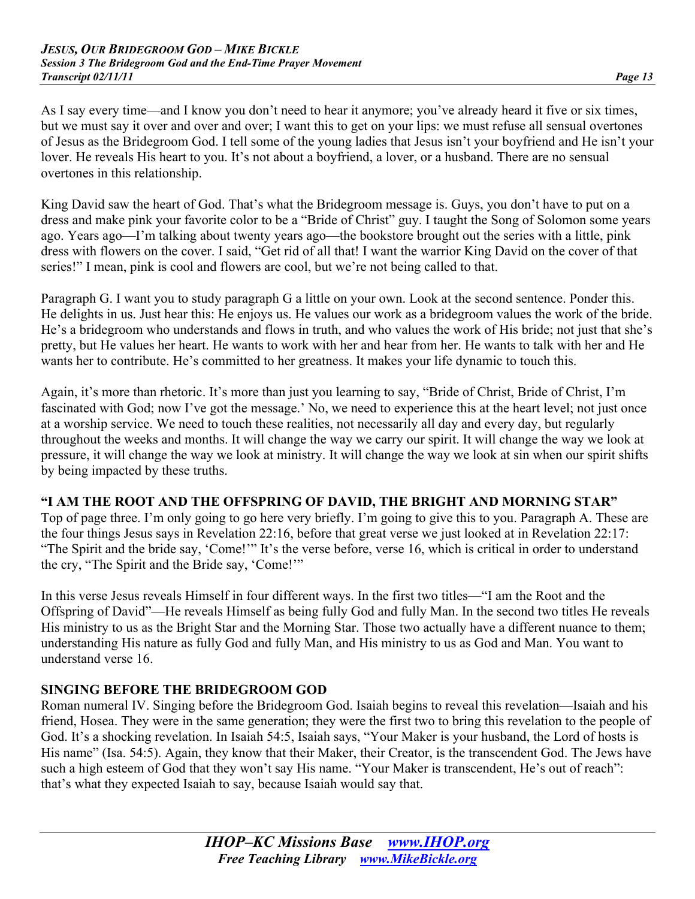As I say every time—and I know you don't need to hear it anymore; you've already heard it five or six times, but we must say it over and over and over; I want this to get on your lips: we must refuse all sensual overtones of Jesus as the Bridegroom God. I tell some of the young ladies that Jesus isn't your boyfriend and He isn't your lover. He reveals His heart to you. It's not about a boyfriend, a lover, or a husband. There are no sensual overtones in this relationship.

King David saw the heart of God. That's what the Bridegroom message is. Guys, you don't have to put on a dress and make pink your favorite color to be a "Bride of Christ" guy. I taught the Song of Solomon some years ago. Years ago—I'm talking about twenty years ago—the bookstore brought out the series with a little, pink dress with flowers on the cover. I said, "Get rid of all that! I want the warrior King David on the cover of that series!" I mean, pink is cool and flowers are cool, but we're not being called to that.

Paragraph G. I want you to study paragraph G a little on your own. Look at the second sentence. Ponder this. He delights in us. Just hear this: He enjoys us. He values our work as a bridegroom values the work of the bride. He's a bridegroom who understands and flows in truth, and who values the work of His bride; not just that she's pretty, but He values her heart. He wants to work with her and hear from her. He wants to talk with her and He wants her to contribute. He's committed to her greatness. It makes your life dynamic to touch this.

Again, it's more than rhetoric. It's more than just you learning to say, "Bride of Christ, Bride of Christ, I'm fascinated with God; now I've got the message.' No, we need to experience this at the heart level; not just once at a worship service. We need to touch these realities, not necessarily all day and every day, but regularly throughout the weeks and months. It will change the way we carry our spirit. It will change the way we look at pressure, it will change the way we look at ministry. It will change the way we look at sin when our spirit shifts by being impacted by these truths.

## "I AM THE ROOT AND THE OFFSPRING OF DAVID, THE BRIGHT AND MORNING STAR"

Top of page three. I'm only going to go here very briefly. I'm going to give this to you. Paragraph A. These are the four things Jesus says in Revelation 22:16, before that great verse we just looked at in Revelation 22:17: "The Spirit and the bride say, 'Come!'" It's the verse before, verse 16, which is critical in order to understand the cry, "The Spirit and the Bride say, 'Come!'"

In this verse Jesus reveals Himself in four different ways. In the first two titles—"I am the Root and the Offspring of David"—He reveals Himself as being fully God and fully Man. In the second two titles He reveals His ministry to us as the Bright Star and the Morning Star. Those two actually have a different nuance to them; understanding His nature as fully God and fully Man, and His ministry to us as God and Man. You want to understand verse 16.

## SINGING BEFORE THE BRIDEGROOM GOD

Roman numeral IV. Singing before the Bridegroom God. Isaiah begins to reveal this revelation—Isaiah and his friend, Hosea. They were in the same generation; they were the first two to bring this revelation to the people of God. It's a shocking revelation. In Isaiah 54:5, Isaiah says, "Your Maker is your husband, the Lord of hosts is His name" (Isa. 54:5). Again, they know that their Maker, their Creator, is the transcendent God. The Jews have such a high esteem of God that they won't say His name. "Your Maker is transcendent, He's out of reach": that's what they expected Isaiah to say, because Isaiah would say that.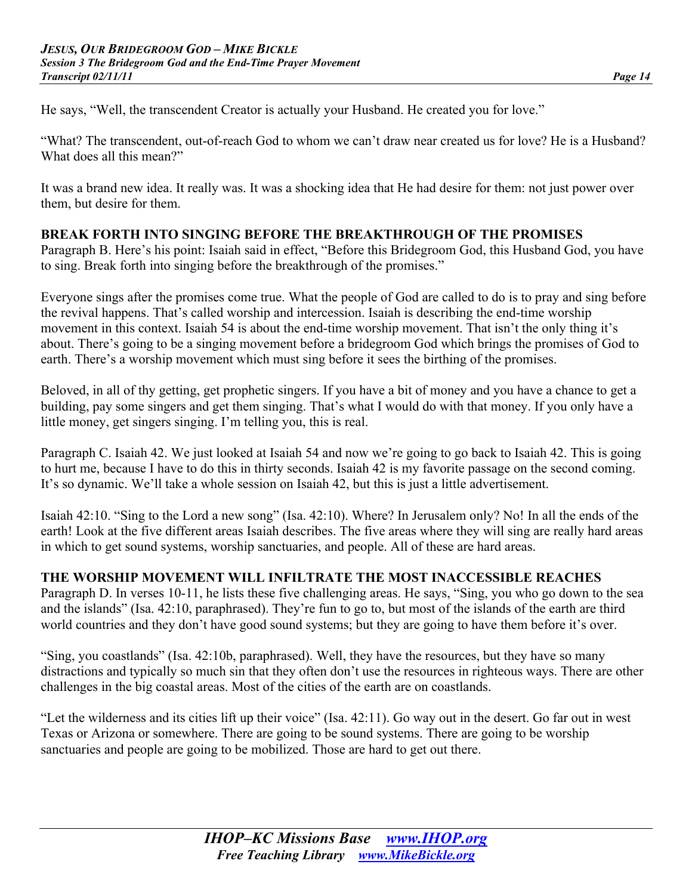He says, "Well, the transcendent Creator is actually your Husband. He created you for love."

"What? The transcendent, out-of-reach God to whom we can't draw near created us for love? He is a Husband? What does all this mean?"

It was a brand new idea. It really was. It was a shocking idea that He had desire for them: not just power over them, but desire for them.

**BREAK FORTH INTO SINGING BEFORE THE BREAKTHROUGH OF THE PROMISES**

Paragraph B. Here's his point: Isaiah said in effect, "Before this Bridegroom God, this Husband God, you have to sing. Break forth into singing before the breakthrough of the promises."

Everyone sings after the promises come true. What the people of God are called to do is to pray and sing before the revival happens. That's called worship and intercession. Isaiah is describing the end-time worship movement in this context. Isaiah 54 is about the end-time worship movement. That isn't the only thing it's about. There's going to be a singing movement before a bridegroom God which brings the promises of God to earth. There's a worship movement which must sing before it sees the birthing of the promises.

Beloved, in all of thy getting, get prophetic singers. If you have a bit of money and you have a chance to get a building, pay some singers and get them singing. That's what I would do with that money. If you only have a little money, get singers singing. I'm telling you, this is real.

Paragraph C. Isaiah 42. We just looked at Isaiah 54 and now we're going to go back to Isaiah 42. This is going to hurt me, because I have to do this in thirty seconds. Isaiah 42 is my favorite passage on the second coming. It's so dynamic. We'll take a whole session on Isaiah 42, but this is just a little advertisement.

Isaiah 42:10. "Sing to the Lord a new song" (Isa. 42:10). Where? In Jerusalem only? No! In all the ends of the earth! Look at the five different areas Isaiah describes. The five areas where they will sing are really hard areas in which to get sound systems, worship sanctuaries, and people. All of these are hard areas.

**THE WORSHIP MOVEMENT WILL INFILTRATE THE MOST INACCESSIBLE REACHES**

Paragraph D. In verses 10-11, he lists these five challenging areas. He says, "Sing, you who go down to the sea and the islands" (Isa. 42:10, paraphrased). They're fun to go to, but most of the islands of the earth are third world countries and they don't have good sound systems; but they are going to have them before it's over.

"Sing, you coastlands" (Isa. 42:10b, paraphrased). Well, they have the resources, but they have so many distractions and typically so much sin that they often don't use the resources in righteous ways. There are other challenges in the big coastal areas. Most of the cities of the earth are on coastlands.

"Let the wilderness and its cities lift up their voice" (Isa. 42:11). Go way out in the desert. Go far out in west Texas or Arizona or somewhere. There are going to be sound systems. There are going to be worship sanctuaries and people are going to be mobilized. Those are hard to get out there.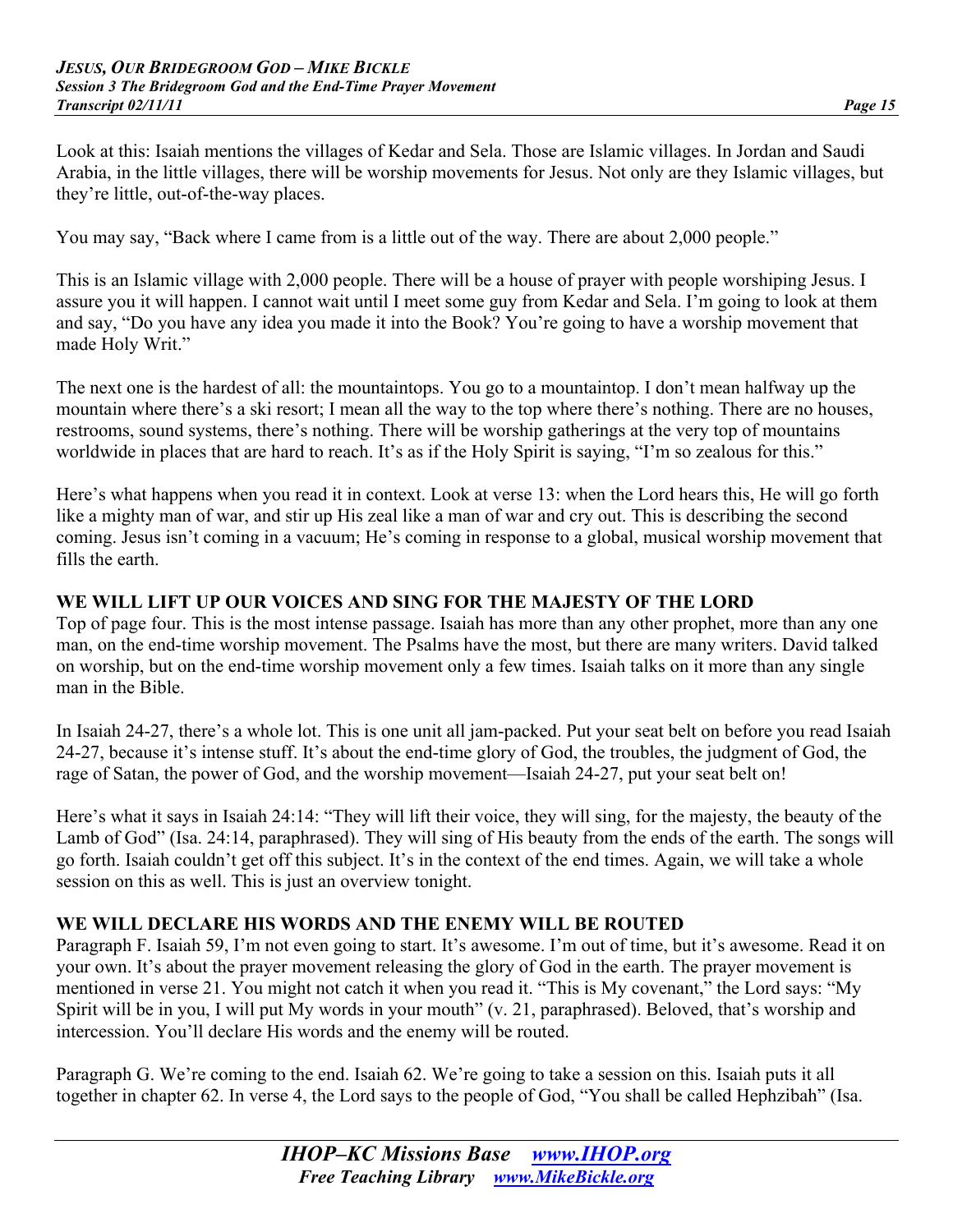Look at this: Isaiah mentions the villages of Kedar and Sela. Those are Islamic villages. In Jordan and Saudi Arabia, in the little villages, there will be worship movements for Jesus. Not only are they Islamic villages, but they're little, out-of-the-way places.

You may say, "Back where I came from is a little out of the way. There are about 2,000 people."

This is an Islamic village with 2,000 people. There will be a house of prayer with people worshiping Jesus. I assure you it will happen. I cannot wait until I meet some guy from Kedar and Sela. I'm going to look at them and say, "Do you have any idea you made it into the Book? You're going to have a worship movement that made Holy Writ."

The next one is the hardest of all: the mountaintops. You go to a mountaintop. I don't mean halfway up the mountain where there's a ski resort; I mean all the way to the top where there's nothing. There are no houses, restrooms, sound systems, there's nothing. There will be worship gatherings at the very top of mountains worldwide in places that are hard to reach. It's as if the Holy Spirit is saying, "I'm so zealous for this."

Here's what happens when you read it in context. Look at verse 13: when the Lord hears this, He will go forth like a mighty man of war, and stir up His zeal like a man of war and cry out. This is describing the second coming. Jesus isn't coming in a vacuum; He's coming in response to a global, musical worship movement that fills the earth.

**WE WILL LIFT UP OUR VOICES AND SING FOR THE MAJESTY OF THE LORD**

Top of page four. This is the most intense passage. Isaiah has more than any other prophet, more than any one man, on the end-time worship movement. The Psalms have the most, but there are many writers. David talked on worship, but on the end-time worship movement only a few times. Isaiah talks on it more than any single man in the Bible.

In Isaiah 24-27, there's a whole lot. This is one unit all jam-packed. Put your seat belt on before you read Isaiah 24-27, because it's intense stuff. It's about the end-time glory of God, the troubles, the judgment of God, the rage of Satan, the power of God, and the worship movement—Isaiah 24-27, put your seat belt on!

Here's what it says in Isaiah 24:14: "They will lift their voice, they will sing, for the majesty, the beauty of the Lamb of God" (Isa. 24:14, paraphrased). They will sing of His beauty from the ends of the earth. The songs will go forth. Isaiah couldn't get off this subject. It's in the context of the end times. Again, we will take a whole session on this as well. This is just an overview tonight.

**WE WILL DECLARE HIS WORDS AND THE ENEMY WILL BE ROUTED**

Paragraph F. Isaiah 59, I'm not even going to start. It's awesome. I'm out of time, but it's awesome. Read it on your own. It's about the prayer movement releasing the glory of God in the earth. The prayer movement is mentioned in verse 21. You might not catch it when you read it. "This is My covenant," the Lord says: "My Spirit will be in you, I will put My words in your mouth" (v. 21, paraphrased). Beloved, that's worship and intercession. You'll declare His words and the enemy will be routed.

Paragraph G. We're coming to the end. Isaiah 62. We're going to take a session on this. Isaiah puts it all together in chapter 62. In verse 4, the Lord says to the people of God, "You shall be called Hephzibah" (Isa.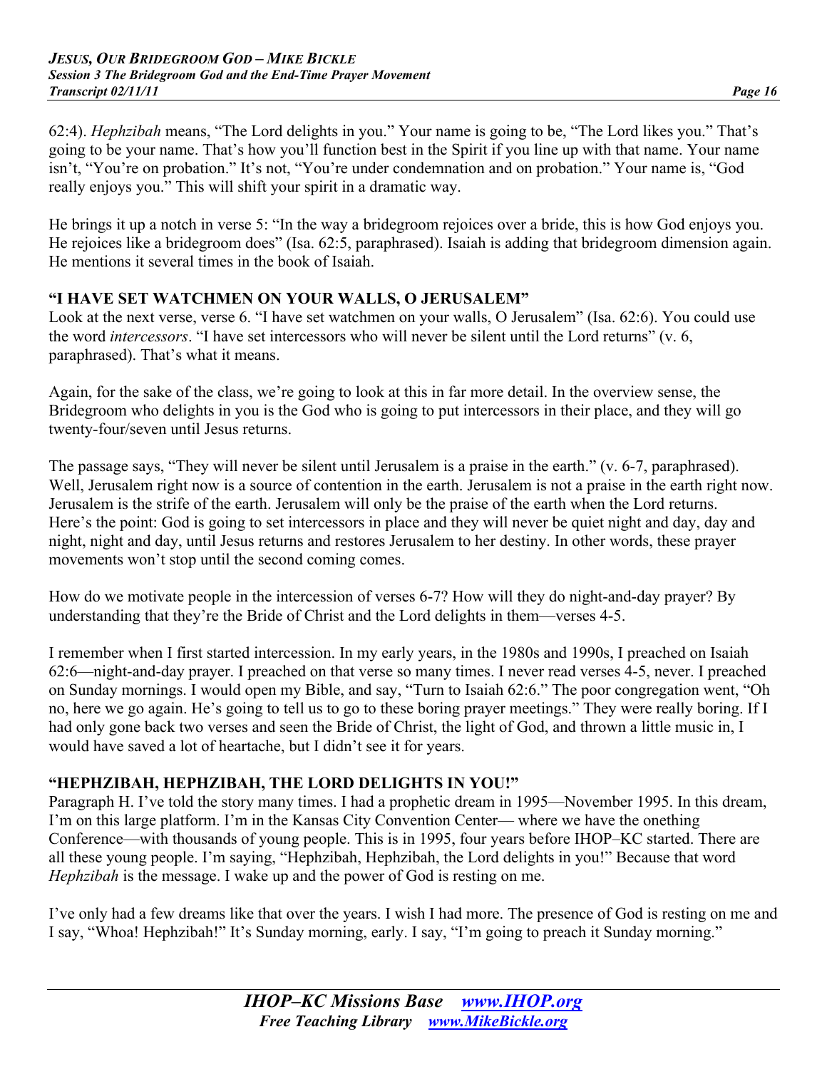62:4). *Hephzibah* means, "The Lord delights in you." Your name is going to be, "The Lord likes you." That's going to be your name. That's how you'll function best in the Spirit if you line up with that name. Your name isn't, "You're on probation." It's not, "You're under condemnation and on probation." Your name is, "God really enjoys you." This will shift your spirit in a dramatic way.

He brings it up a notch in verse 5: "In the way a bridegroom rejoices over a bride, this is how God enjoys you. He rejoices like a bridegroom does" (Isa. 62:5, paraphrased). Isaiah is adding that bridegroom dimension again. He mentions it several times in the book of Isaiah.

## "I HAVE SET WATCHMEN ON YOUR WALLS, O JERUSALEM"

Look at the next verse, verse 6. "I have set watchmen on your walls, O Jerusalem" (Isa. 62:6). You could use the word *intercessors*. "I have set intercessors who will never be silent until the Lord returns" (v. 6, paraphrased). That's what it means.

Again, for the sake of the class, we're going to look at this in far more detail. In the overview sense, the Bridegroom who delights in you is the God who is going to put intercessors in their place, and they will go twenty-four/seven until Jesus returns.

The passage says, "They will never be silent until Jerusalem is a praise in the earth." (v. 6-7, paraphrased). Well, Jerusalem right now is a source of contention in the earth. Jerusalem is not a praise in the earth right now. Jerusalem is the strife of the earth. Jerusalem will only be the praise of the earth when the Lord returns. Here's the point: God is going to set intercessors in place and they will never be quiet night and day, day and night, night and day, until Jesus returns and restores Jerusalem to her destiny. In other words, these prayer movements won't stop until the second coming comes.

How do we motivate people in the intercession of verses 6-7? How will they do night-and-day prayer? By understanding that they're the Bride of Christ and the Lord delights in them—verses 4-5.

I remember when I first started intercession. In my early years, in the 1980s and 1990s, I preached on Isaiah 62:6—night-and-day prayer. I preached on that verse so many times. I never read verses 4-5, never. I preached on Sunday mornings. I would open my Bible, and say, "Turn to Isaiah 62:6." The poor congregation went, "Oh no, here we go again. He's going to tell us to go to these boring prayer meetings." They were really boring. If I had only gone back two verses and seen the Bride of Christ, the light of God, and thrown a little music in, I would have saved a lot of heartache, but I didn't see it for years.

## "HEPHZIBAH, HEPHZIBAH, THE LORD DELIGHTS IN YOU!"

Paragraph H. I've told the story many times. I had a prophetic dream in 1995—November 1995. In this dream, I'm on this large platform. I'm in the Kansas City Convention Center— where we have the onething Conference—with thousands of young people. This is in 1995, four years before IHOP–KC started. There are all these young people. I'm saying, "Hephzibah, Hephzibah, the Lord delights in you!" Because that word *Hephzibah* is the message. I wake up and the power of God is resting on me.

I've only had a few dreams like that over the years. I wish I had more. The presence of God is resting on me and I say, "Whoa! Hephzibah!" It's Sunday morning, early. I say, "I'm going to preach it Sunday morning."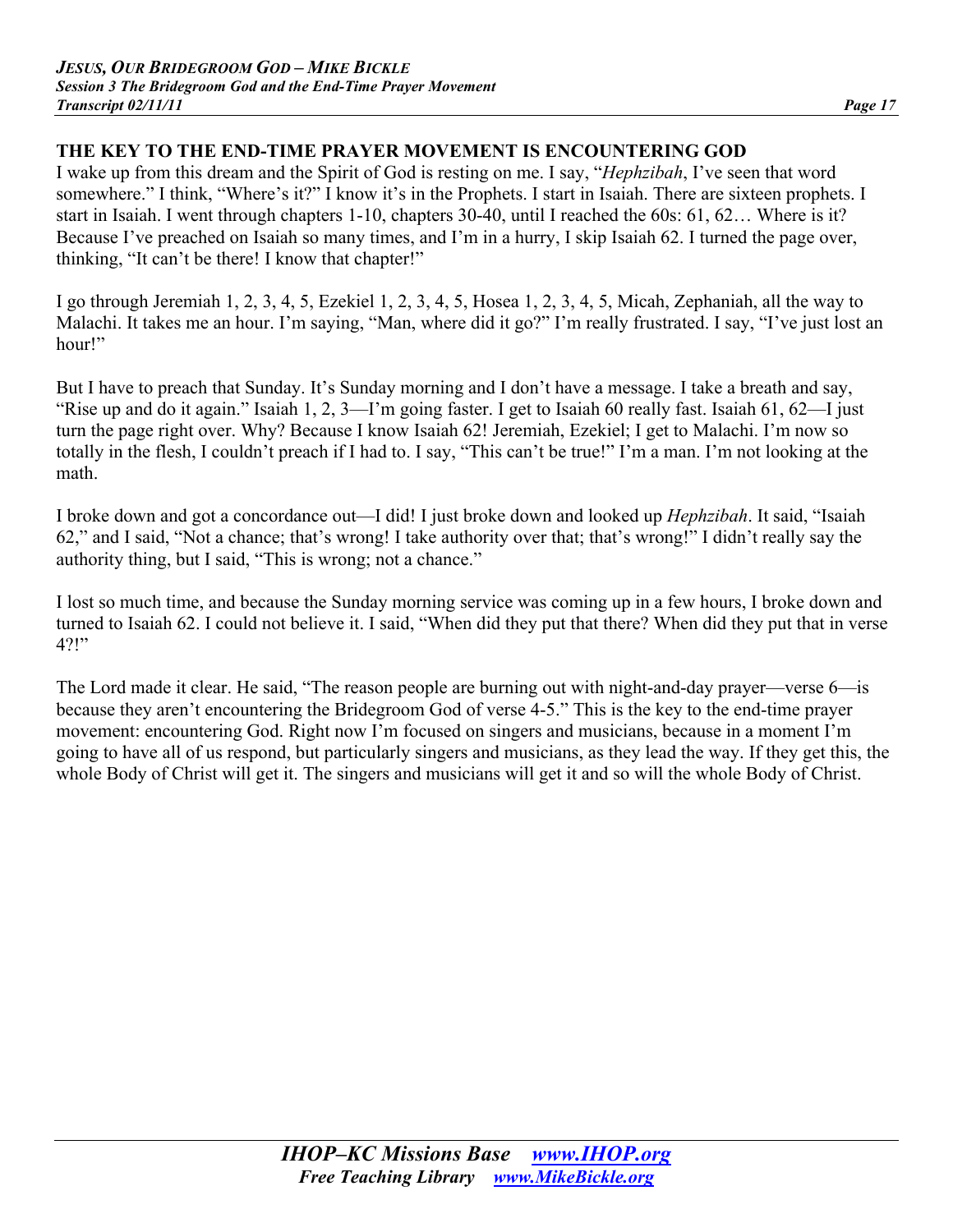## THE KEY TO THE END-TIME PRAYER MOVEMENT IS ENCOUNTERING GOD

I wake up from this dream and the Spirit of God is resting on me. I say, "*Hephzibah*, I've seen that word somewhere." I think, "Where's it?" I know it's in the Prophets. I start in Isaiah. There are sixteen prophets. I start in Isaiah. I went through chapters 1-10, chapters 30-40, until I reached the 60s: 61, 62… Where is it? Because I've preached on Isaiah so many times, and I'm in a hurry, I skip Isaiah 62. I turned the page over, thinking, "It can't be there! I know that chapter!"

I go through Jeremiah 1, 2, 3, 4, 5, Ezekiel 1, 2, 3, 4, 5, Hosea 1, 2, 3, 4, 5, Micah, Zephaniah, all the way to Malachi. It takes me an hour. I'm saying, "Man, where did it go?" I'm really frustrated. I say, "I've just lost an hour!"

But I have to preach that Sunday. It's Sunday morning and I don't have a message. I take a breath and say, "Rise up and do it again." Isaiah 1, 2, 3—I'm going faster. I get to Isaiah 60 really fast. Isaiah 61, 62—I just turn the page right over. Why? Because I know Isaiah 62! Jeremiah, Ezekiel; I get to Malachi. I'm now so totally in the flesh, I couldn't preach if I had to. I say, "This can't be true!" I'm a man. I'm not looking at the math.

I broke down and got a concordance out—I did! I just broke down and looked up *Hephzibah*. It said, "Isaiah 62," and I said, "Not a chance; that's wrong! I take authority over that; that's wrong!" I didn't really say the authority thing, but I said, "This is wrong; not a chance."

I lost so much time, and because the Sunday morning service was coming up in a few hours, I broke down and turned to Isaiah 62. I could not believe it. I said, "When did they put that there? When did they put that in verse 4?!"

The Lord made it clear. He said, "The reason people are burning out with night-and-day prayer—verse 6—is because they aren't encountering the Bridegroom God of verse 4-5." This is the key to the end-time prayer movement: encountering God. Right now I'm focused on singers and musicians, because in a moment I'm going to have all of us respond, but particularly singers and musicians, as they lead the way. If they get this, the whole Body of Christ will get it. The singers and musicians will get it and so will the whole Body of Christ.